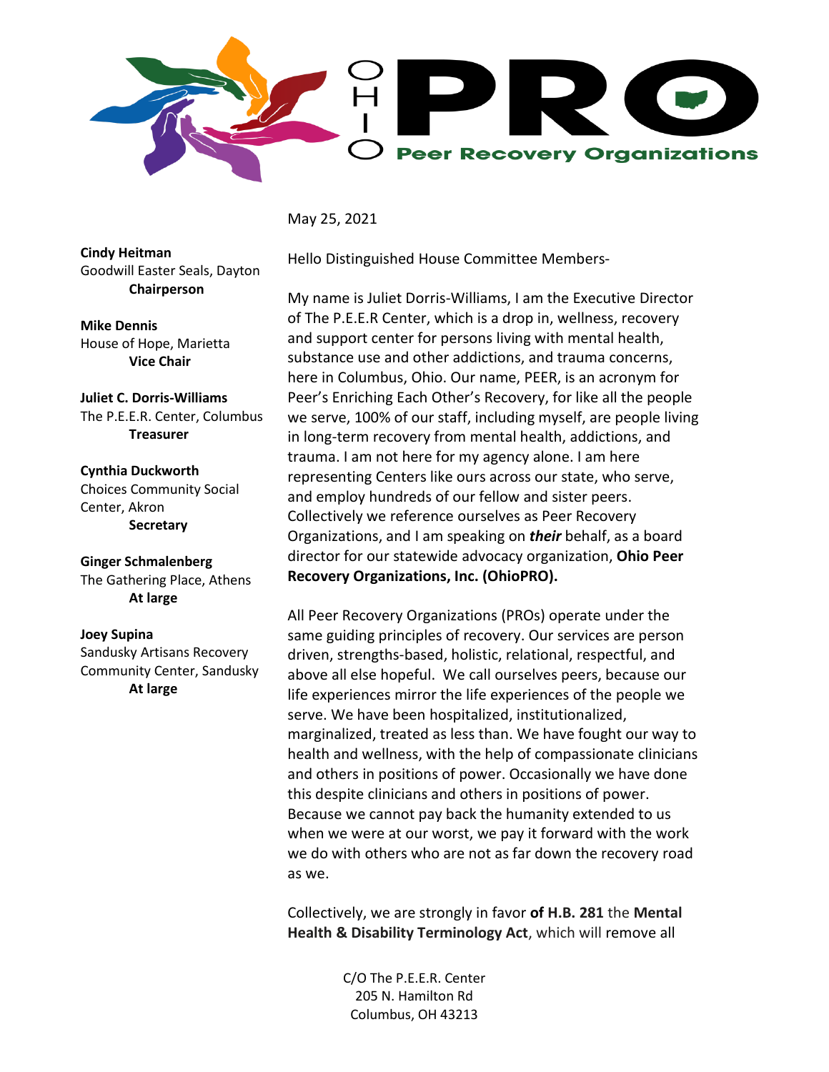# OHIO PRO

**Peer Recovery Organizations**

**Cindy Heitman**
Goodwill Easter Seals, Dayton
**Chairperson**

**Mike Dennis**
House of Hope, Marietta
**Vice Chair**

**Juliet C. Dorris-Williams**
The P.E.E.R. Center, Columbus
**Treasurer**

**Cynthia Duckworth**
Choices Community Social Center, Akron
**Secretary**

**Ginger Schmalenberg**
The Gathering Place, Athens
**At large**

**Joey Supina**
Sandusky Artisans Recovery Community Center, Sandusky
**At large**

May 25, 2021

Hello Distinguished House Committee Members-

My name is Juliet Dorris-Williams, I am the Executive Director of The P.E.E.R Center, which is a drop in, wellness, recovery and support center for persons living with mental health, substance use and other addictions, and trauma concerns, here in Columbus, Ohio. Our name, PEER, is an acronym for Peer's Enriching Each Other's Recovery, for like all the people we serve, 100% of our staff, including myself, are people living in long-term recovery from mental health, addictions, and trauma. I am not here for my agency alone. I am here representing Centers like ours across our state, who serve, and employ hundreds of our fellow and sister peers. Collectively we reference ourselves as Peer Recovery Organizations, and I am speaking on ***their*** behalf, as a board director for our statewide advocacy organization, **Ohio Peer Recovery Organizations, Inc. (OhioPRO).**

All Peer Recovery Organizations (PROs) operate under the same guiding principles of recovery. Our services are person driven, strengths-based, holistic, relational, respectful, and above all else hopeful. We call ourselves peers, because our life experiences mirror the life experiences of the people we serve. We have been hospitalized, institutionalized, marginalized, treated as less than. We have fought our way to health and wellness, with the help of compassionate clinicians and others in positions of power. Occasionally we have done this despite clinicians and others in positions of power. Because we cannot pay back the humanity extended to us when we were at our worst, we pay it forward with the work we do with others who are not as far down the recovery road as we.

Collectively, we are strongly in favor **of H.B. 281** the **Mental Health & Disability Terminology Act**, which will remove all

C/O The P.E.E.R. Center
205 N. Hamilton Rd
Columbus, OH 43213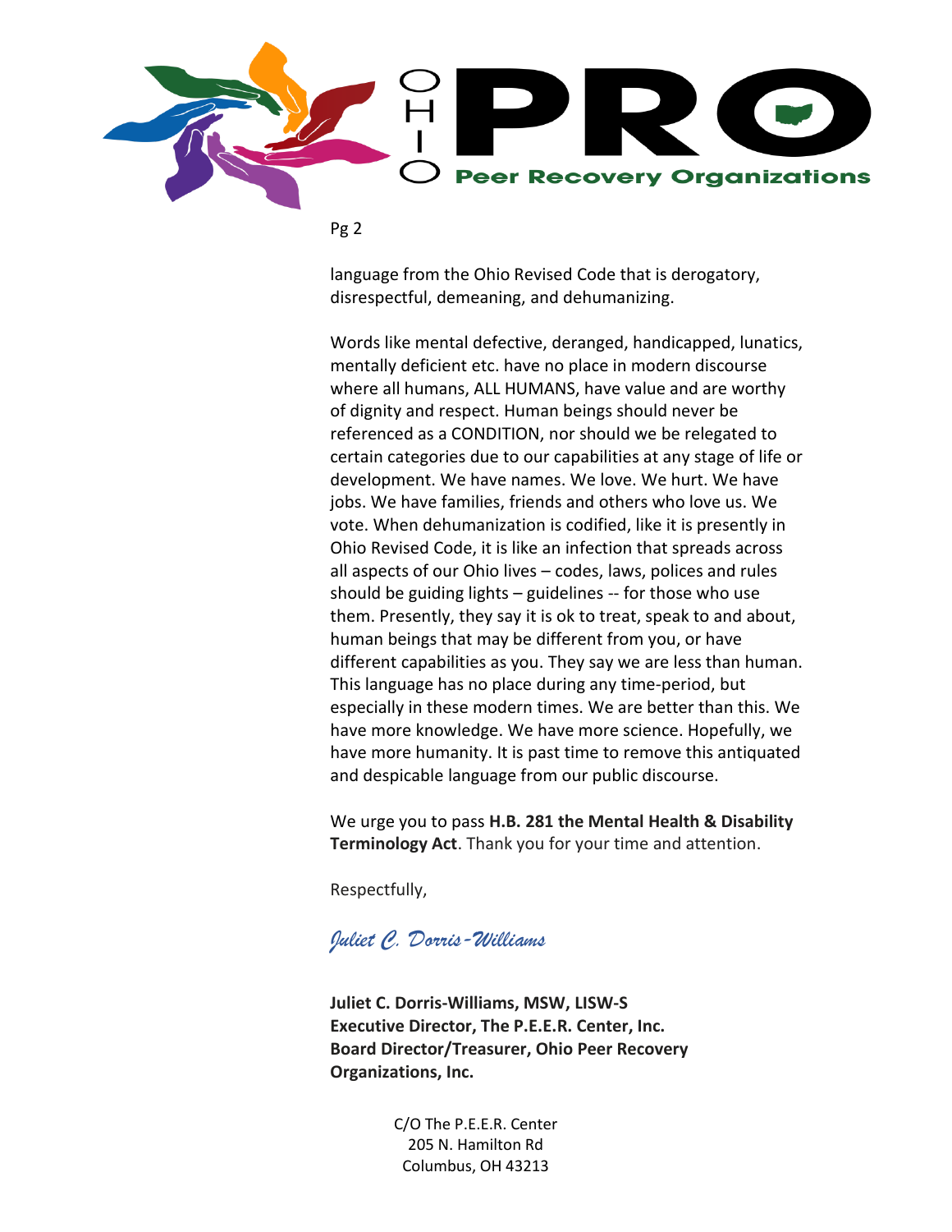language from the Ohio Revised Code that is derogatory, disrespectful, demeaning, and dehumanizing.

Words like mental defective, deranged, handicapped, lunatics, mentally deficient etc. have no place in modern discourse where all humans, ALL HUMANS, have value and are worthy of dignity and respect. Human beings should never be referenced as a CONDITION, nor should we be relegated to certain categories due to our capabilities at any stage of life or development. We have names. We love. We hurt. We have jobs. We have families, friends and others who love us. We vote. When dehumanization is codified, like it is presently in Ohio Revised Code, it is like an infection that spreads across all aspects of our Ohio lives – codes, laws, polices and rules should be guiding lights – guidelines -- for those who use them. Presently, they say it is ok to treat, speak to and about, human beings that may be different from you, or have different capabilities as you. They say we are less than human. This language has no place during any time-period, but especially in these modern times. We are better than this. We have more knowledge. We have more science. Hopefully, we have more humanity. It is past time to remove this antiquated and despicable language from our public discourse.

We urge you to pass **H.B. 281 the Mental Health & Disability Terminology Act**. Thank you for your time and attention.

Respectfully,

*Juliet C. Dorris-Williams*

**Juliet C. Dorris-Williams, MSW, LISW-S**
**Executive Director, The P.E.E.R. Center, Inc.**
**Board Director/Treasurer, Ohio Peer Recovery Organizations, Inc.**

C/O The P.E.E.R. Center
205 N. Hamilton Rd
Columbus, OH 43213